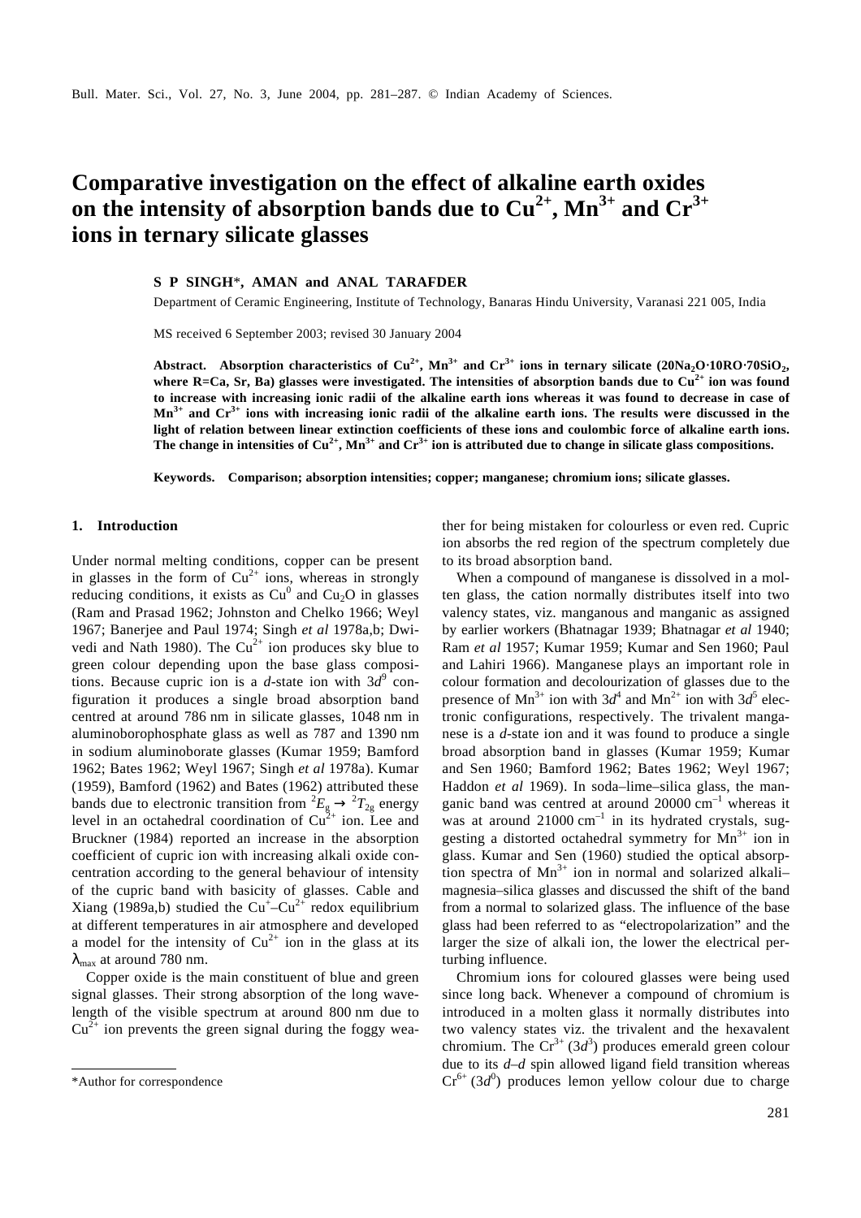# Comparative investigation on the effect of alkaline earth oxides on the intensity of absorption bands due to $Cu^{2+}$, $Mn^{3+}$ and $Cr^{3+}$ ions in ternary silicate glasses

**S P SINGH*, AMAN and ANAL TARAFDER**

Department of Ceramic Engineering, Institute of Technology, Banaras Hindu University, Varanasi 221 005, India

MS received 6 September 2003; revised 30 January 2004

**Abstract. Absorption characteristics of $Cu^{2+}$, $Mn^{3+}$ and $Cr^{3+}$ ions in ternary silicate ($20Na_2O \cdot 10RO \cdot 70SiO_2$, where R=Ca, Sr, Ba) glasses were investigated. The intensities of absorption bands due to $Cu^{2+}$ ion was found to increase with increasing ionic radii of the alkaline earth ions whereas it was found to decrease in case of $Mn^{3+}$ and $Cr^{3+}$ ions with increasing ionic radii of the alkaline earth ions. The results were discussed in the light of relation between linear extinction coefficients of these ions and coulombic force of alkaline earth ions. The change in intensities of $Cu^{2+}$, $Mn^{3+}$ and $Cr^{3+}$ ion is attributed due to change in silicate glass compositions.**

**Keywords. Comparison; absorption intensities; copper; manganese; chromium ions; silicate glasses.**

## 1. Introduction

Under normal melting conditions, copper can be present in glasses in the form of $Cu^{2+}$ ions, whereas in strongly reducing conditions, it exists as $Cu^0$ and $Cu_2O$ in glasses (Ram and Prasad 1962; Johnston and Chelko 1966; Weyl 1967; Banerjee and Paul 1974; Singh *et al* 1978a,b; Dwivedi and Nath 1980). The $Cu^{2+}$ ion produces sky blue to green colour depending upon the base glass compositions. Because cupric ion is a *d*-state ion with $3d^9$ configuration it produces a single broad absorption band centred at around 786 nm in silicate glasses, 1048 nm in aluminoborophosphate glass as well as 787 and 1390 nm in sodium aluminoborate glasses (Kumar 1959; Bamford 1962; Bates 1962; Weyl 1967; Singh *et al* 1978a). Kumar (1959), Bamford (1962) and Bates (1962) attributed these bands due to electronic transition from ${}^2E_g \rightarrow {}^2T_{2g}$ energy level in an octahedral coordination of $Cu^{2+}$ ion. Lee and Bruckner (1984) reported an increase in the absorption coefficient of cupric ion with increasing alkali oxide concentration according to the general behaviour of intensity of the cupric band with basicity of glasses. Cable and Xiang (1989a,b) studied the $Cu^{+}$–$Cu^{2+}$ redox equilibrium at different temperatures in air atmosphere and developed a model for the intensity of $Cu^{2+}$ ion in the glass at its $\lambda_{max}$ at around 780 nm.

Copper oxide is the main constituent of blue and green signal glasses. Their strong absorption of the long wavelength of the visible spectrum at around 800 nm due to $Cu^{2+}$ ion prevents the green signal during the foggy weather for being mistaken for colourless or even red. Cupric ion absorbs the red region of the spectrum completely due to its broad absorption band.

When a compound of manganese is dissolved in a molten glass, the cation normally distributes itself into two valency states, viz. manganous and manganic as assigned by earlier workers (Bhatnagar 1939; Bhatnagar *et al* 1940; Ram *et al* 1957; Kumar 1959; Kumar and Sen 1960; Paul and Lahiri 1966). Manganese plays an important role in colour formation and decolourization of glasses due to the presence of $Mn^{3+}$ ion with $3d^4$ and $Mn^{2+}$ ion with $3d^5$ electronic configurations, respectively. The trivalent manganese is a *d*-state ion and it was found to produce a single broad absorption band in glasses (Kumar 1959; Kumar and Sen 1960; Bamford 1962; Bates 1962; Weyl 1967; Haddon *et al* 1969). In soda–lime–silica glass, the manganic band was centred at around 20000 $cm^{-1}$ whereas it was at around 21000 $cm^{-1}$ in its hydrated crystals, suggesting a distorted octahedral symmetry for $Mn^{3+}$ ion in glass. Kumar and Sen (1960) studied the optical absorption spectra of $Mn^{3+}$ ion in normal and solarized alkali–magnesia–silica glasses and discussed the shift of the band from a normal to solarized glass. The influence of the base glass had been referred to as "electropolarization" and the larger the size of alkali ion, the lower the electrical perturbing influence.

Chromium ions for coloured glasses were being used since long back. Whenever a compound of chromium is introduced in a molten glass it normally distributes into two valency states viz. the trivalent and the hexavalent chromium. The $Cr^{3+}$ ($3d^3$) produces emerald green colour due to its *d*–*d* spin allowed ligand field transition whereas $Cr^{6+}$ ($3d^0$) produces lemon yellow colour due to charge

*Author for correspondence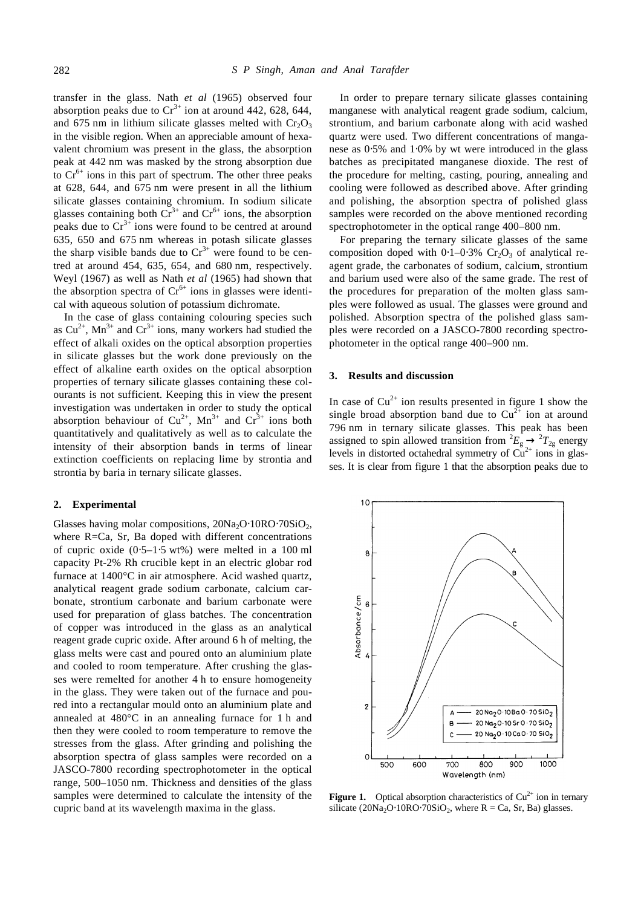transfer in the glass. Nath *et al* (1965) observed four absorption peaks due to $Cr^{3+}$ ion at around 442, 628, 644, and 675 nm in lithium silicate glasses melted with $Cr_2O_3$ in the visible region. When an appreciable amount of hexavalent chromium was present in the glass, the absorption peak at 442 nm was masked by the strong absorption due to $Cr^{6+}$ ions in this part of spectrum. The other three peaks at 628, 644, and 675 nm were present in all the lithium silicate glasses containing chromium. In sodium silicate glasses containing both $Cr^{3+}$ and $Cr^{6+}$ ions, the absorption peaks due to $Cr^{3+}$ ions were found to be centred at around 635, 650 and 675 nm whereas in potash silicate glasses the sharp visible bands due to $Cr^{3+}$ were found to be centred at around 454, 635, 654, and 680 nm, respectively. Weyl (1967) as well as Nath *et al* (1965) had shown that the absorption spectra of $Cr^{6+}$ ions in glasses were identical with aqueous solution of potassium dichromate.

In the case of glass containing colouring species such as $Cu^{2+}$, $Mn^{3+}$ and $Cr^{3+}$ ions, many workers had studied the effect of alkali oxides on the optical absorption properties in silicate glasses but the work done previously on the effect of alkaline earth oxides on the optical absorption properties of ternary silicate glasses containing these colourants is not sufficient. Keeping this in view the present investigation was undertaken in order to study the optical absorption behaviour of $Cu^{2+}$, $Mn^{3+}$ and $Cr^{3+}$ ions both quantitatively and qualitatively as well as to calculate the intensity of their absorption bands in terms of linear extinction coefficients on replacing lime by strontia and strontia by baria in ternary silicate glasses.

## 2. Experimental

Glasses having molar compositions, $20Na_2O{\cdot}10RO{\cdot}70SiO_2$, where R=Ca, Sr, Ba doped with different concentrations of cupric oxide (0·5–1·5 wt%) were melted in a 100 ml capacity Pt-2% Rh crucible kept in an electric globar rod furnace at 1400°C in air atmosphere. Acid washed quartz, analytical reagent grade sodium carbonate, calcium carbonate, strontium carbonate and barium carbonate were used for preparation of glass batches. The concentration of copper was introduced in the glass as an analytical reagent grade cupric oxide. After around 6 h of melting, the glass melts were cast and poured onto an aluminium plate and cooled to room temperature. After crushing the glasses were remelted for another 4 h to ensure homogeneity in the glass. They were taken out of the furnace and poured into a rectangular mould onto an aluminium plate and annealed at 480°C in an annealing furnace for 1 h and then they were cooled to room temperature to remove the stresses from the glass. After grinding and polishing the absorption spectra of glass samples were recorded on a JASCO-7800 recording spectrophotometer in the optical range, 500–1050 nm. Thickness and densities of the glass samples were determined to calculate the intensity of the cupric band at its wavelength maxima in the glass.

In order to prepare ternary silicate glasses containing manganese with analytical reagent grade sodium, calcium, strontium, and barium carbonate along with acid washed quartz were used. Two different concentrations of manganese as 0·5% and 1·0% by wt were introduced in the glass batches as precipitated manganese dioxide. The rest of the procedure for melting, casting, pouring, annealing and cooling were followed as described above. After grinding and polishing, the absorption spectra of polished glass samples were recorded on the above mentioned recording spectrophotometer in the optical range 400–800 nm.

For preparing the ternary silicate glasses of the same composition doped with 0·1–0·3% $Cr_2O_3$ of analytical reagent grade, the carbonates of sodium, calcium, strontium and barium used were also of the same grade. The rest of the procedures for preparation of the molten glass samples were followed as usual. The glasses were ground and polished. Absorption spectra of the polished glass samples were recorded on a JASCO-7800 recording spectrophotometer in the optical range 400–900 nm.

## 3. Results and discussion

In case of $Cu^{2+}$ ion results presented in figure 1 show the single broad absorption band due to $Cu^{2+}$ ion at around 796 nm in ternary silicate glasses. This peak has been assigned to spin allowed transition from ${}^2E_g \rightarrow {}^2T_{2g}$ energy levels in distorted octahedral symmetry of $Cu^{2+}$ ions in glasses. It is clear from figure 1 that the absorption peaks due to

**Figure 1.** Optical absorption characteristics of $Cu^{2+}$ ion in ternary silicate ($20Na_2O{\cdot}10RO{\cdot}70SiO_2$, where R = Ca, Sr, Ba) glasses.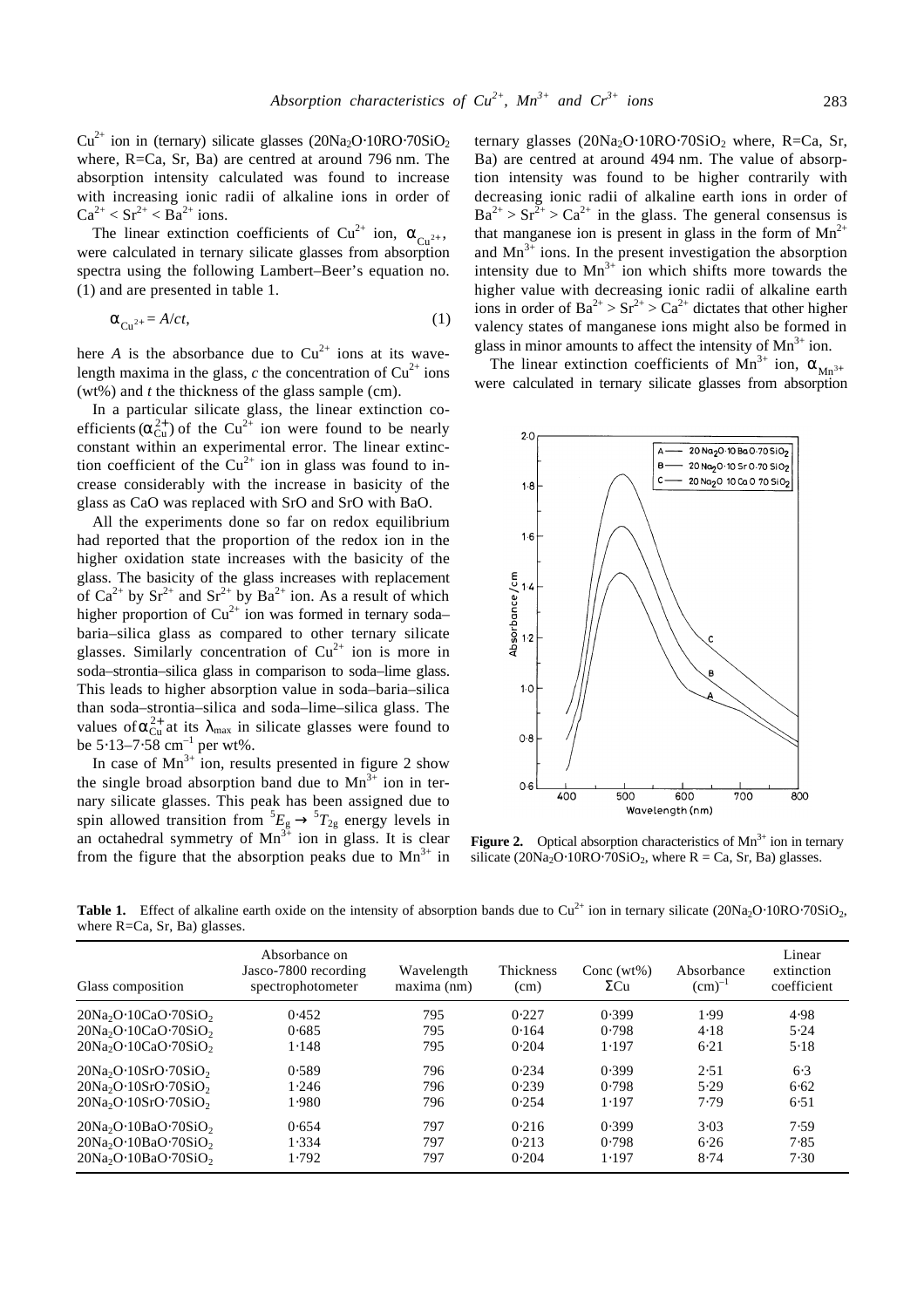$Cu^{2+}$ ion in (ternary) silicate glasses ($20Na_2O{\cdot}10RO{\cdot}70SiO_2$ where, R=Ca, Sr, Ba) are centred at around 796 nm. The absorption intensity calculated was found to increase with increasing ionic radii of alkaline ions in order of $Ca^{2+} < Sr^{2+} < Ba^{2+}$ ions.

The linear extinction coefficients of $Cu^{2+}$ ion, $\alpha_{Cu^{2+}}$, were calculated in ternary silicate glasses from absorption spectra using the following Lambert–Beer's equation no. (1) and are presented in table 1.

$$\alpha_{Cu^{2+}} = A/ct, \tag{1}$$

here $A$ is the absorbance due to $Cu^{2+}$ ions at its wavelength maxima in the glass, $c$ the concentration of $Cu^{2+}$ ions (wt%) and $t$ the thickness of the glass sample (cm).

In a particular silicate glass, the linear extinction coefficients ($\alpha_{Cu}^{2+}$) of the $Cu^{2+}$ ion were found to be nearly constant within an experimental error. The linear extinction coefficient of the $Cu^{2+}$ ion in glass was found to increase considerably with the increase in basicity of the glass as CaO was replaced with SrO and SrO with BaO.

All the experiments done so far on redox equilibrium had reported that the proportion of the redox ion in the higher oxidation state increases with the basicity of the glass. The basicity of the glass increases with replacement of $Ca^{2+}$ by $Sr^{2+}$ and $Sr^{2+}$ by $Ba^{2+}$ ion. As a result of which higher proportion of $Cu^{2+}$ ion was formed in ternary soda–baria–silica glass as compared to other ternary silicate glasses. Similarly concentration of $Cu^{2+}$ ion is more in soda–strontia–silica glass in comparison to soda–lime glass. This leads to higher absorption value in soda–baria–silica than soda–strontia–silica and soda–lime–silica glass. The values of $\alpha_{Cu}^{2+}$ at its $\lambda_{max}$ in silicate glasses were found to be 5·13–7·58 $cm^{-1}$ per wt%.

In case of $Mn^{3+}$ ion, results presented in figure 2 show the single broad absorption band due to $Mn^{3+}$ ion in ternary silicate glasses. This peak has been assigned due to spin allowed transition from ${}^5E_g \rightarrow {}^5T_{2g}$ energy levels in an octahedral symmetry of $Mn^{3+}$ ion in glass. It is clear from the figure that the absorption peaks due to $Mn^{3+}$ in ternary glasses ($20Na_2O{\cdot}10RO{\cdot}70SiO_2$ where, R=Ca, Sr, Ba) are centred at around 494 nm. The value of absorption intensity was found to be higher contrarily with decreasing ionic radii of alkaline earth ions in order of $Ba^{2+} > Sr^{2+} > Ca^{2+}$ in the glass. The general consensus is that manganese ion is present in glass in the form of $Mn^{2+}$ and $Mn^{3+}$ ions. In the present investigation the absorption intensity due to $Mn^{3+}$ ion which shifts more towards the higher value with decreasing ionic radii of alkaline earth ions in order of $Ba^{2+} > Sr^{2+} > Ca^{2+}$ dictates that other higher valency states of manganese ions might also be formed in glass in minor amounts to affect the intensity of $Mn^{3+}$ ion.

The linear extinction coefficients of $Mn^{3+}$ ion, $\alpha_{Mn^{3+}}$ were calculated in ternary silicate glasses from absorption

**Figure 2.** Optical absorption characteristics of $Mn^{3+}$ ion in ternary silicate ($20Na_2O{\cdot}10RO{\cdot}70SiO_2$, where R = Ca, Sr, Ba) glasses.

**Table 1.** Effect of alkaline earth oxide on the intensity of absorption bands due to $Cu^{2+}$ ion in ternary silicate ($20Na_2O{\cdot}10RO{\cdot}70SiO_2$, where R=Ca, Sr, Ba) glasses.

| Glass composition | Absorbance on Jasco-7800 recording spectrophotometer | Wavelength maxima (nm) | Thickness (cm) | Conc (wt%) ΣCu | Absorbance $(cm)^{-1}$ | Linear extinction coefficient |
|---|---|---|---|---|---|---|
| $20Na_2O{\cdot}10CaO{\cdot}70SiO_2$ | 0·452 | 795 | 0·227 | 0·399 | 1·99 | 4·98 |
| $20Na_2O{\cdot}10CaO{\cdot}70SiO_2$ | 0·685 | 795 | 0·164 | 0·798 | 4·18 | 5·24 |
| $20Na_2O{\cdot}10CaO{\cdot}70SiO_2$ | 1·148 | 795 | 0·204 | 1·197 | 6·21 | 5·18 |
| $20Na_2O{\cdot}10SrO{\cdot}70SiO_2$ | 0·589 | 796 | 0·234 | 0·399 | 2·51 | 6·3 |
| $20Na_2O{\cdot}10SrO{\cdot}70SiO_2$ | 1·246 | 796 | 0·239 | 0·798 | 5·29 | 6·62 |
| $20Na_2O{\cdot}10SrO{\cdot}70SiO_2$ | 1·980 | 796 | 0·254 | 1·197 | 7·79 | 6·51 |
| $20Na_2O{\cdot}10BaO{\cdot}70SiO_2$ | 0·654 | 797 | 0·216 | 0·399 | 3·03 | 7·59 |
| $20Na_2O{\cdot}10BaO{\cdot}70SiO_2$ | 1·334 | 797 | 0·213 | 0·798 | 6·26 | 7·85 |
| $20Na_2O{\cdot}10BaO{\cdot}70SiO_2$ | 1·792 | 797 | 0·204 | 1·197 | 8·74 | 7·30 |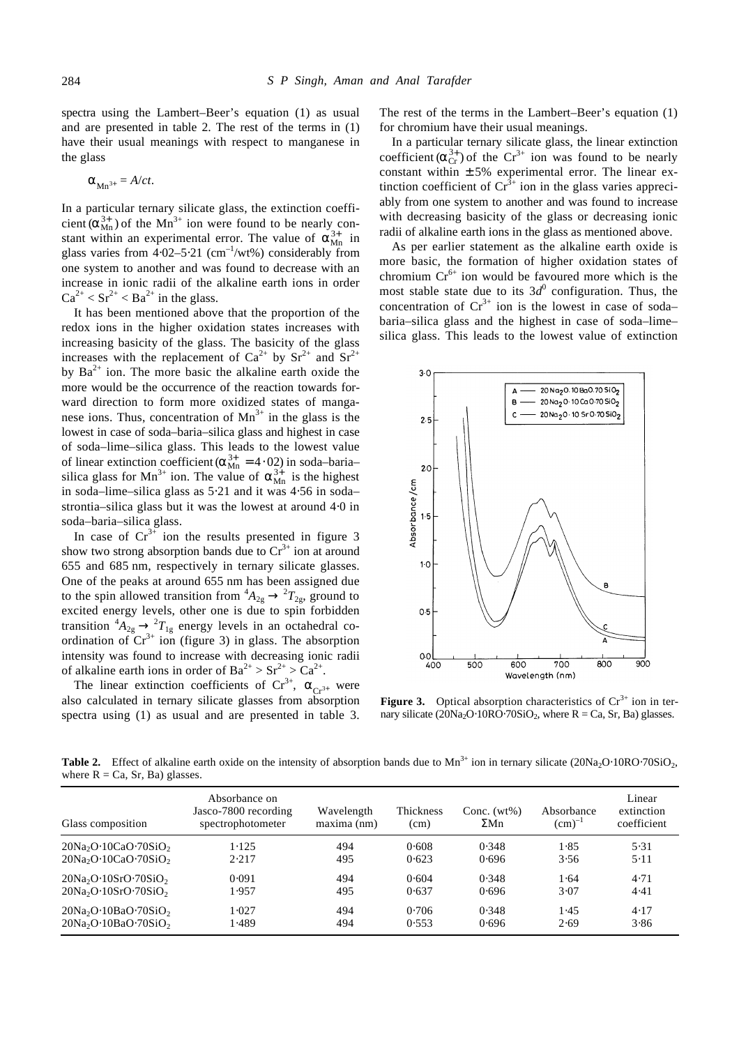spectra using the Lambert–Beer's equation (1) as usual and are presented in table 2. The rest of the terms in (1) have their usual meanings with respect to manganese in the glass

$$\alpha_{Mn^{3+}} = A/ct.$$

In a particular ternary silicate glass, the extinction coefficient ($\alpha_{Mn}^{3+}$) of the $Mn^{3+}$ ion were found to be nearly constant within an experimental error. The value of $\alpha_{Mn}^{3+}$ in glass varies from 4·02–5·21 ($cm^{-1}$/wt%) considerably from one system to another and was found to decrease with an increase in ionic radii of the alkaline earth ions in order $Ca^{2+} < Sr^{2+} < Ba^{2+}$ in the glass.

It has been mentioned above that the proportion of the redox ions in the higher oxidation states increases with increasing basicity of the glass. The basicity of the glass increases with the replacement of $Ca^{2+}$ by $Sr^{2+}$ and $Sr^{2+}$ by $Ba^{2+}$ ion. The more basic the alkaline earth oxide the more would be the occurrence of the reaction towards forward direction to form more oxidized states of manganese ions. Thus, concentration of $Mn^{3+}$ in the glass is the lowest in case of soda–baria–silica glass and highest in case of soda–lime–silica glass. This leads to the lowest value of linear extinction coefficient ($\alpha_{Mn}^{3+} = 4 \cdot 02$) in soda–baria–silica glass for $Mn^{3+}$ ion. The value of $\alpha_{Mn}^{3+}$ is the highest in soda–lime–silica glass as 5·21 and it was 4·56 in soda–strontia–silica glass but it was the lowest at around 4·0 in soda–baria–silica glass.

In case of $Cr^{3+}$ ion the results presented in figure 3 show two strong absorption bands due to $Cr^{3+}$ ion at around 655 and 685 nm, respectively in ternary silicate glasses. One of the peaks at around 655 nm has been assigned due to the spin allowed transition from ${}^4A_{2g} \rightarrow {}^2T_{2g}$, ground to excited energy levels, other one is due to spin forbidden transition ${}^4A_{2g} \rightarrow {}^2T_{1g}$ energy levels in an octahedral coordination of $Cr^{3+}$ ion (figure 3) in glass. The absorption intensity was found to increase with decreasing ionic radii of alkaline earth ions in order of $Ba^{2+} > Sr^{2+} > Ca^{2+}$.

The linear extinction coefficients of $Cr^{3+}$, $\alpha_{Cr^{3+}}$ were also calculated in ternary silicate glasses from absorption spectra using (1) as usual and are presented in table 3. The rest of the terms in the Lambert–Beer's equation (1) for chromium have their usual meanings.

In a particular ternary silicate glass, the linear extinction coefficient ($\alpha_{Cr}^{3+}$) of the $Cr^{3+}$ ion was found to be nearly constant within ± 5% experimental error. The linear extinction coefficient of $Cr^{3+}$ ion in the glass varies appreciably from one system to another and was found to increase with decreasing basicity of the glass or decreasing ionic radii of alkaline earth ions in the glass as mentioned above.

As per earlier statement as the alkaline earth oxide is more basic, the formation of higher oxidation states of chromium $Cr^{6+}$ ion would be favoured more which is the most stable state due to its $3d^0$ configuration. Thus, the concentration of $Cr^{3+}$ ion is the lowest in case of soda–baria–silica glass and the highest in case of soda–lime–silica glass. This leads to the lowest value of extinction

**Figure 3.** Optical absorption characteristics of $Cr^{3+}$ ion in ternary silicate ($20Na_2O{\cdot}10RO{\cdot}70SiO_2$, where R = Ca, Sr, Ba) glasses.

**Table 2.** Effect of alkaline earth oxide on the intensity of absorption bands due to $Mn^{3+}$ ion in ternary silicate ($20Na_2O{\cdot}10RO{\cdot}70SiO_2$, where R = Ca, Sr, Ba) glasses.

| Glass composition | Absorbance on Jasco-7800 recording spectrophotometer | Wavelength maxima (nm) | Thickness (cm) | Conc. (wt%) ΣMn | Absorbance $(cm)^{-1}$ | Linear extinction coefficient |
|---|---|---|---|---|---|---|
| $20Na_2O{\cdot}10CaO{\cdot}70SiO_2$ | 1·125 | 494 | 0·608 | 0·348 | 1·85 | 5·31 |
| $20Na_2O{\cdot}10CaO{\cdot}70SiO_2$ | 2·217 | 495 | 0·623 | 0·696 | 3·56 | 5·11 |
| $20Na_2O{\cdot}10SrO{\cdot}70SiO_2$ | 0·091 | 494 | 0·604 | 0·348 | 1·64 | 4·71 |
| $20Na_2O{\cdot}10SrO{\cdot}70SiO_2$ | 1·957 | 495 | 0·637 | 0·696 | 3·07 | 4·41 |
| $20Na_2O{\cdot}10BaO{\cdot}70SiO_2$ | 1·027 | 494 | 0·706 | 0·348 | 1·45 | 4·17 |
| $20Na_2O{\cdot}10BaO{\cdot}70SiO_2$ | 1·489 | 494 | 0·553 | 0·696 | 2·69 | 3·86 |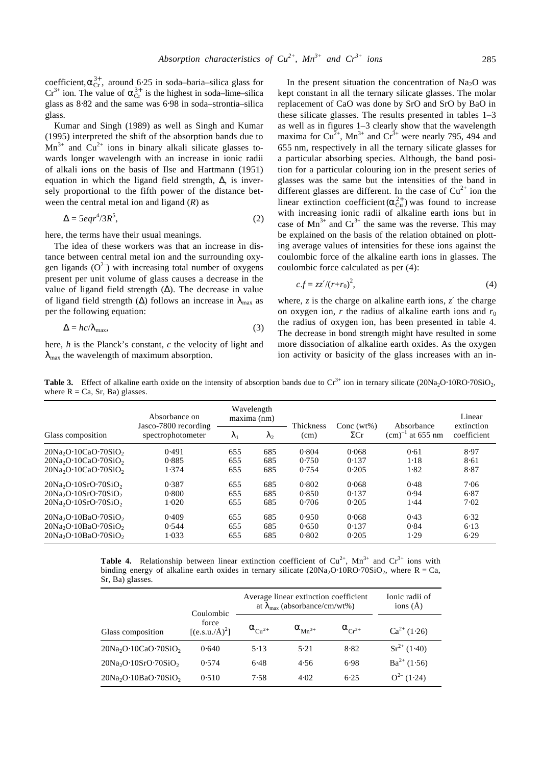coefficient, $\alpha_{Cr}^{3+}$, around 6·25 in soda–baria–silica glass for $Cr^{3+}$ ion. The value of $\alpha_{Cr}^{3+}$ is the highest in soda–lime–silica glass as 8·82 and the same was 6·98 in soda–strontia–silica glass.

Kumar and Singh (1989) as well as Singh and Kumar (1995) interpreted the shift of the absorption bands due to $Mn^{3+}$ and $Cu^{2+}$ ions in binary alkali silicate glasses towards longer wavelength with an increase in ionic radii of alkali ions on the basis of Ilse and Hartmann (1951) equation in which the ligand field strength, $\Delta$, is inversely proportional to the fifth power of the distance between the central metal ion and ligand ($R$) as

$$\Delta = 5eqr^4/3R^5, \tag{2}$$

here, the terms have their usual meanings.

The idea of these workers was that an increase in distance between central metal ion and the surrounding oxygen ligands ($O^{2-}$) with increasing total number of oxygens present per unit volume of glass causes a decrease in the value of ligand field strength ($\Delta$). The decrease in value of ligand field strength ($\Delta$) follows an increase in $\lambda_{max}$ as per the following equation:

$$\Delta = hc/\lambda_{max}, \tag{3}$$

here, $h$ is the Planck's constant, $c$ the velocity of light and $\lambda_{max}$ the wavelength of maximum absorption.

In the present situation the concentration of $Na_2O$ was kept constant in all the ternary silicate glasses. The molar replacement of CaO was done by SrO and SrO by BaO in these silicate glasses. The results presented in tables 1–3 as well as in figures 1–3 clearly show that the wavelength maxima for $Cu^{2+}$, $Mn^{3+}$ and $Cr^{3+}$ were nearly 795, 494 and 655 nm, respectively in all the ternary silicate glasses for a particular absorbing species. Although, the band position for a particular colouring ion in the present series of glasses was the same but the intensities of the band in different glasses are different. In the case of $Cu^{2+}$ ion the linear extinction coefficient ($\alpha_{Cu}^{2+}$) was found to increase with increasing ionic radii of alkaline earth ions but in case of $Mn^{3+}$ and $Cr^{3+}$ the same was the reverse. This may be explained on the basis of the relation obtained on plotting average values of intensities for these ions against the coulombic force of the alkaline earth ions in glasses. The coulombic force calculated as per (4):

$$c.f = zz'/(r+r_0)^2, \tag{4}$$

where, $z$ is the charge on alkaline earth ions, $z'$ the charge on oxygen ion, $r$ the radius of alkaline earth ions and $r_0$ the radius of oxygen ion, has been presented in table 4. The decrease in bond strength might have resulted in some more dissociation of alkaline earth oxides. As the oxygen ion activity or basicity of the glass increases with an in-

**Table 3.** Effect of alkaline earth oxide on the intensity of absorption bands due to $Cr^{3+}$ ion in ternary silicate ($20Na_2O{\cdot}10RO{\cdot}70SiO_2$, where R = Ca, Sr, Ba) glasses.

| Glass composition | Absorbance on Jasco-7800 recording spectrophotometer | Wavelength maxima (nm) | | Thickness (cm) | Conc (wt%) $\Sigma$Cr | Absorbance $(cm)^{-1}$ at 655 nm | Linear extinction coefficient |
|---|---|---|---|---|---|---|---|
| | | $\lambda_1$ | $\lambda_2$ | | | | |
| $20Na_2O{\cdot}10CaO{\cdot}70SiO_2$ | 0·491 | 655 | 685 | 0·804 | 0·068 | 0·61 | 8·97 |
| $20Na_2O{\cdot}10CaO{\cdot}70SiO_2$ | 0·885 | 655 | 685 | 0·750 | 0·137 | 1·18 | 8·61 |
| $20Na_2O{\cdot}10CaO{\cdot}70SiO_2$ | 1·374 | 655 | 685 | 0·754 | 0·205 | 1·82 | 8·87 |
| $20Na_2O{\cdot}10SrO{\cdot}70SiO_2$ | 0·387 | 655 | 685 | 0·802 | 0·068 | 0·48 | 7·06 |
| $20Na_2O{\cdot}10SrO{\cdot}70SiO_2$ | 0·800 | 655 | 685 | 0·850 | 0·137 | 0·94 | 6·87 |
| $20Na_2O{\cdot}10SrO{\cdot}70SiO_2$ | 1·020 | 655 | 685 | 0·706 | 0·205 | 1·44 | 7·02 |
| $20Na_2O{\cdot}10BaO{\cdot}70SiO_2$ | 0·409 | 655 | 685 | 0·950 | 0·068 | 0·43 | 6·32 |
| $20Na_2O{\cdot}10BaO{\cdot}70SiO_2$ | 0·544 | 655 | 685 | 0·650 | 0·137 | 0·84 | 6·13 |
| $20Na_2O{\cdot}10BaO{\cdot}70SiO_2$ | 1·033 | 655 | 685 | 0·802 | 0·205 | 1·29 | 6·29 |

**Table 4.** Relationship between linear extinction coefficient of $Cu^{2+}$, $Mn^{3+}$ and $Cr^{3+}$ ions with binding energy of alkaline earth oxides in ternary silicate ($20Na_2O{\cdot}10RO{\cdot}70SiO_2$, where R = Ca, Sr, Ba) glasses.

| Glass composition | Coulombic force $[(e.s.u./Å)^2]$ | Average linear extinction coefficient at $\lambda_{max}$ (absorbance/cm/wt%) | | | Ionic radii of ions (Å) |
|---|---|---|---|---|---|
| | | $\alpha_{Cu^{2+}}$ | $\alpha_{Mn^{3+}}$ | $\alpha_{Cr^{3+}}$ | $Ca^{2+}$ (1·26) |
| $20Na_2O{\cdot}10CaO{\cdot}70SiO_2$ | 0·640 | 5·13 | 5·21 | 8·82 | $Sr^{2+}$ (1·40) |
| $20Na_2O{\cdot}10SrO{\cdot}70SiO_2$ | 0·574 | 6·48 | 4·56 | 6·98 | $Ba^{2+}$ (1·56) |
| $20Na_2O{\cdot}10BaO{\cdot}70SiO_2$ | 0·510 | 7·58 | 4·02 | 6·25 | $O^{2-}$ (1·24) |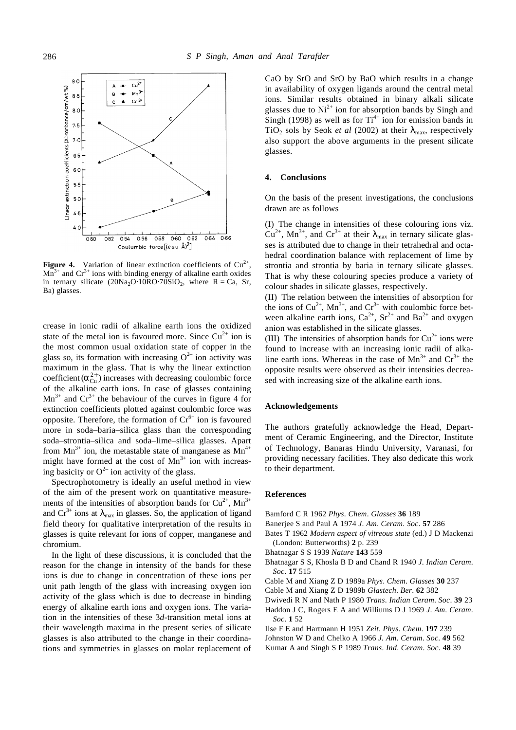**Figure 4.** Variation of linear extinction coefficients of $Cu^{2+}$, $Mn^{3+}$ and $Cr^{3+}$ ions with binding energy of alkaline earth oxides in ternary silicate ($20Na_2O \cdot 10RO \cdot 70SiO_2$, where R = Ca, Sr, Ba) glasses.

crease in ionic radii of alkaline earth ions the oxidized state of the metal ion is favoured more. Since $Cu^{2+}$ ion is the most common usual oxidation state of copper in the glass so, its formation with increasing $O^{2-}$ ion activity was maximum in the glass. That is why the linear extinction coefficient ($\alpha_{Cu}^{2+}$) increases with decreasing coulombic force of the alkaline earth ions. In case of glasses containing $Mn^{3+}$ and $Cr^{3+}$ the behaviour of the curves in figure 4 for extinction coefficients plotted against coulombic force was opposite. Therefore, the formation of $Cr^{6+}$ ion is favoured more in soda–baria–silica glass than the corresponding soda–strontia–silica and soda–lime–silica glasses. Apart from $Mn^{3+}$ ion, the metastable state of manganese as $Mn^{4+}$ might have formed at the cost of $Mn^{3+}$ ion with increasing basicity or $O^{2-}$ ion activity of the glass.

Spectrophotometry is ideally an useful method in view of the aim of the present work on quantitative measurements of the intensities of absorption bands for $Cu^{2+}$, $Mn^{3+}$ and $Cr^{3+}$ ions at $\lambda_{max}$ in glasses. So, the application of ligand field theory for qualitative interpretation of the results in glasses is quite relevant for ions of copper, manganese and chromium.

In the light of these discussions, it is concluded that the reason for the change in intensity of the bands for these ions is due to change in concentration of these ions per unit path length of the glass with increasing oxygen ion activity of the glass which is due to decrease in binding energy of alkaline earth ions and oxygen ions. The variation in the intensities of these 3*d*-transition metal ions at their wavelength maxima in the present series of silicate glasses is also attributed to the change in their coordinations and symmetries in glasses on molar replacement of CaO by SrO and SrO by BaO which results in a change in availability of oxygen ligands around the central metal ions. Similar results obtained in binary alkali silicate glasses due to $Ni^{2+}$ ion for absorption bands by Singh and Singh (1998) as well as for $Ti^{4+}$ ion for emission bands in $TiO_2$ sols by Seok *et al* (2002) at their $\lambda_{max}$, respectively also support the above arguments in the present silicate glasses.

## 4. Conclusions

On the basis of the present investigations, the conclusions drawn are as follows

(I) The change in intensities of these colouring ions viz. $Cu^{2+}$, $Mn^{3+}$, and $Cr^{3+}$ at their $\lambda_{max}$ in ternary silicate glasses is attributed due to change in their tetrahedral and octahedral coordination balance with replacement of lime by strontia and strontia by baria in ternary silicate glasses. That is why these colouring species produce a variety of colour shades in silicate glasses, respectively.

(II) The relation between the intensities of absorption for the ions of $Cu^{2+}$, $Mn^{3+}$, and $Cr^{3+}$ with coulombic force between alkaline earth ions, $Ca^{2+}$, $Sr^{2+}$ and $Ba^{2+}$ and oxygen anion was established in the silicate glasses.

(III) The intensities of absorption bands for $Cu^{2+}$ ions were found to increase with an increasing ionic radii of alkaline earth ions. Whereas in the case of $Mn^{3+}$ and $Cr^{3+}$ the opposite results were observed as their intensities decreased with increasing size of the alkaline earth ions.

## Acknowledgements

The authors gratefully acknowledge the Head, Department of Ceramic Engineering, and the Director, Institute of Technology, Banaras Hindu University, Varanasi, for providing necessary facilities. They also dedicate this work to their department.

## References

Bamford C R 1962 *Phys. Chem. Glasses* **36** 189

Banerjee S and Paul A 1974 *J. Am. Ceram. Soc.* **57** 286

Bates T 1962 *Modern aspect of vitreous state* (ed.) J D Mackenzi (London: Butterworths) **2** p. 239

Bhatnagar S S 1939 *Nature* **143** 559

Bhatnagar S S, Khosla B D and Chand R 1940 *J. Indian Ceram. Soc.* **17** 515

Cable M and Xiang Z D 1989a *Phys. Chem. Glasses* **30** 237

Cable M and Xiang Z D 1989b *Glastech. Ber.* **62** 382

Dwivedi R N and Nath P 1980 *Trans. Indian Ceram. Soc.* **39** 23

Haddon J C, Rogers E A and Williums D J 1969 *J. Am. Ceram. Soc.* **1** 52

Ilse F E and Hartmann H 1951 *Zeit. Phys. Chem.* **197** 239

Johnston W D and Chelko A 1966 *J. Am. Ceram. Soc.* **49** 562

Kumar A and Singh S P 1989 *Trans. Ind. Ceram. Soc.* **48** 39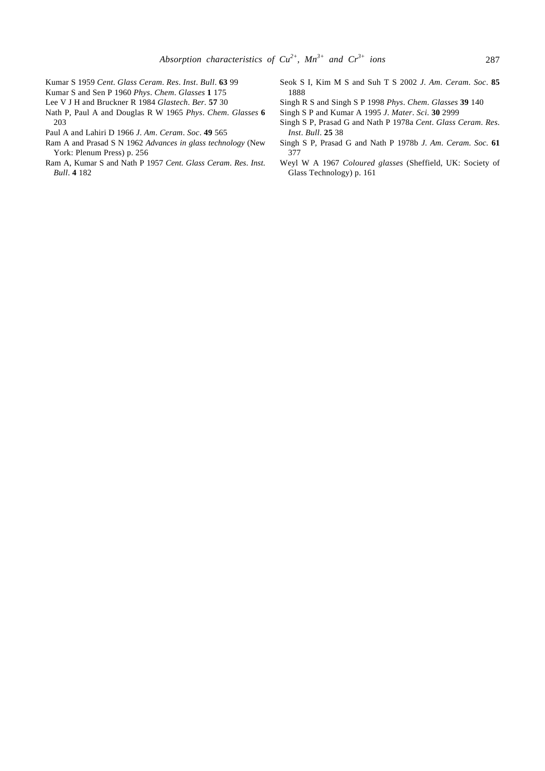Kumar S 1959 *Cent. Glass Ceram. Res. Inst. Bull.* **63** 99

Kumar S and Sen P 1960 *Phys. Chem. Glasses* **1** 175

Lee V J H and Bruckner R 1984 *Glastech. Ber.* **57** 30

Nath P, Paul A and Douglas R W 1965 *Phys. Chem. Glasses* **6** 203

Paul A and Lahiri D 1966 *J. Am. Ceram. Soc.* **49** 565

Ram A and Prasad S N 1962 *Advances in glass technology* (New York: Plenum Press) p. 256

Ram A, Kumar S and Nath P 1957 *Cent. Glass Ceram. Res. Inst. Bull.* **4** 182

Seok S I, Kim M S and Suh T S 2002 *J. Am. Ceram. Soc.* **85** 1888

Singh R S and Singh S P 1998 *Phys. Chem. Glasses* **39** 140

Singh S P and Kumar A 1995 *J. Mater. Sci.* **30** 2999

Singh S P, Prasad G and Nath P 1978a *Cent. Glass Ceram. Res. Inst. Bull.* **25** 38

Singh S P, Prasad G and Nath P 1978b *J. Am. Ceram. Soc.* **61** 377

Weyl W A 1967 *Coloured glasses* (Sheffield, UK: Society of Glass Technology) p. 161